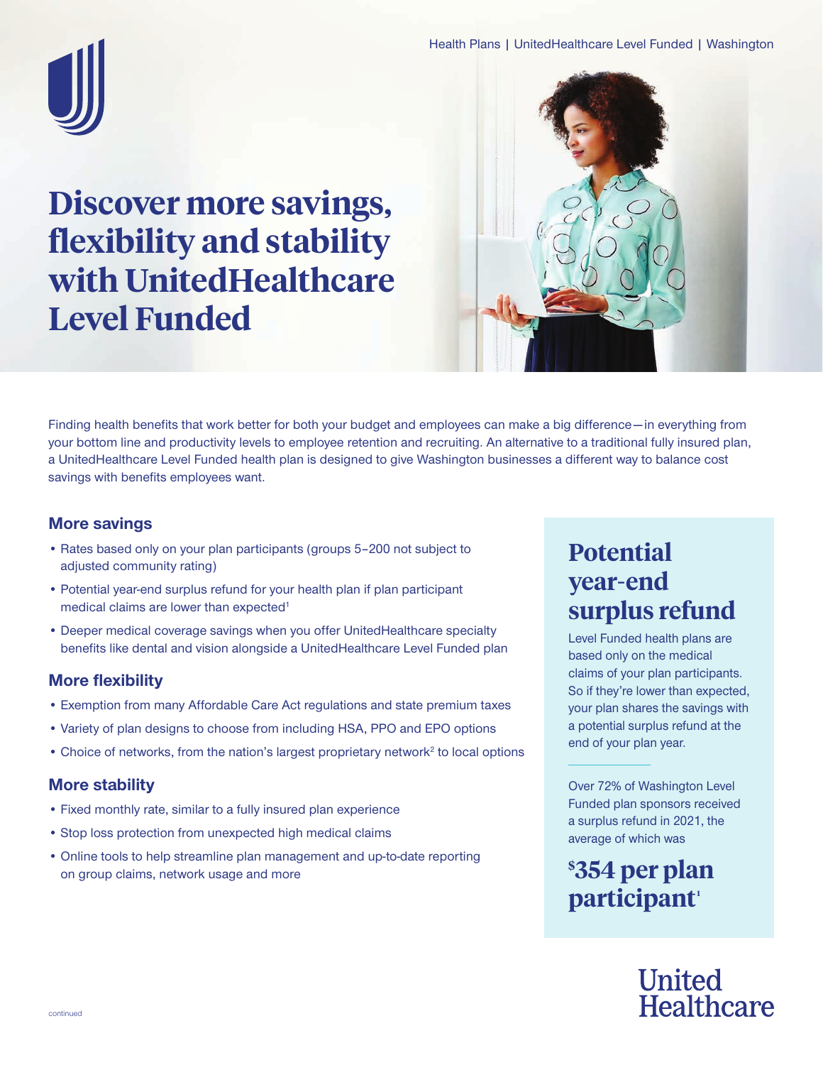Health Plans | UnitedHealthcare Level Funded | Washington

# Discover more savings, flexibility and stability with UnitedHealthcare Level Funded

Finding health benefits that work better for both your budget and employees can make a big difference—in everything from your bottom line and productivity levels to employee retention and recruiting. An alternative to a traditional fully insured plan, a UnitedHealthcare Level Funded health plan is designed to give Washington businesses a different way to balance cost savings with benefits employees want.

### More savings

- Rates based only on your plan participants (groups 5–200 not subject to adjusted community rating)
- Potential year-end surplus refund for your health plan if plan participant medical claims are lower than expected[1]
- Deeper medical coverage savings when you offer UnitedHealthcare specialty benefits like dental and vision alongside a UnitedHealthcare Level Funded plan

### More flexibility

- Exemption from many Affordable Care Act regulations and state premium taxes
- Variety of plan designs to choose from including HSA, PPO and EPO options
- Choice of networks, from the nation's largest proprietary network[2] to local options

### More stability

- Fixed monthly rate, similar to a fully insured plan experience
- Stop loss protection from unexpected high medical claims
- Online tools to help streamline plan management and up-to-date reporting on group claims, network usage and more

## Potential year-end surplus refund

Level Funded health plans are based only on the medical claims of your plan participants. So if they're lower than expected, your plan shares the savings with a potential surplus refund at the end of your plan year.

Over 72% of Washington Level Funded plan sponsors received a surplus refund in 2021, the average of which was

**$354 per plan participant[1]**

continued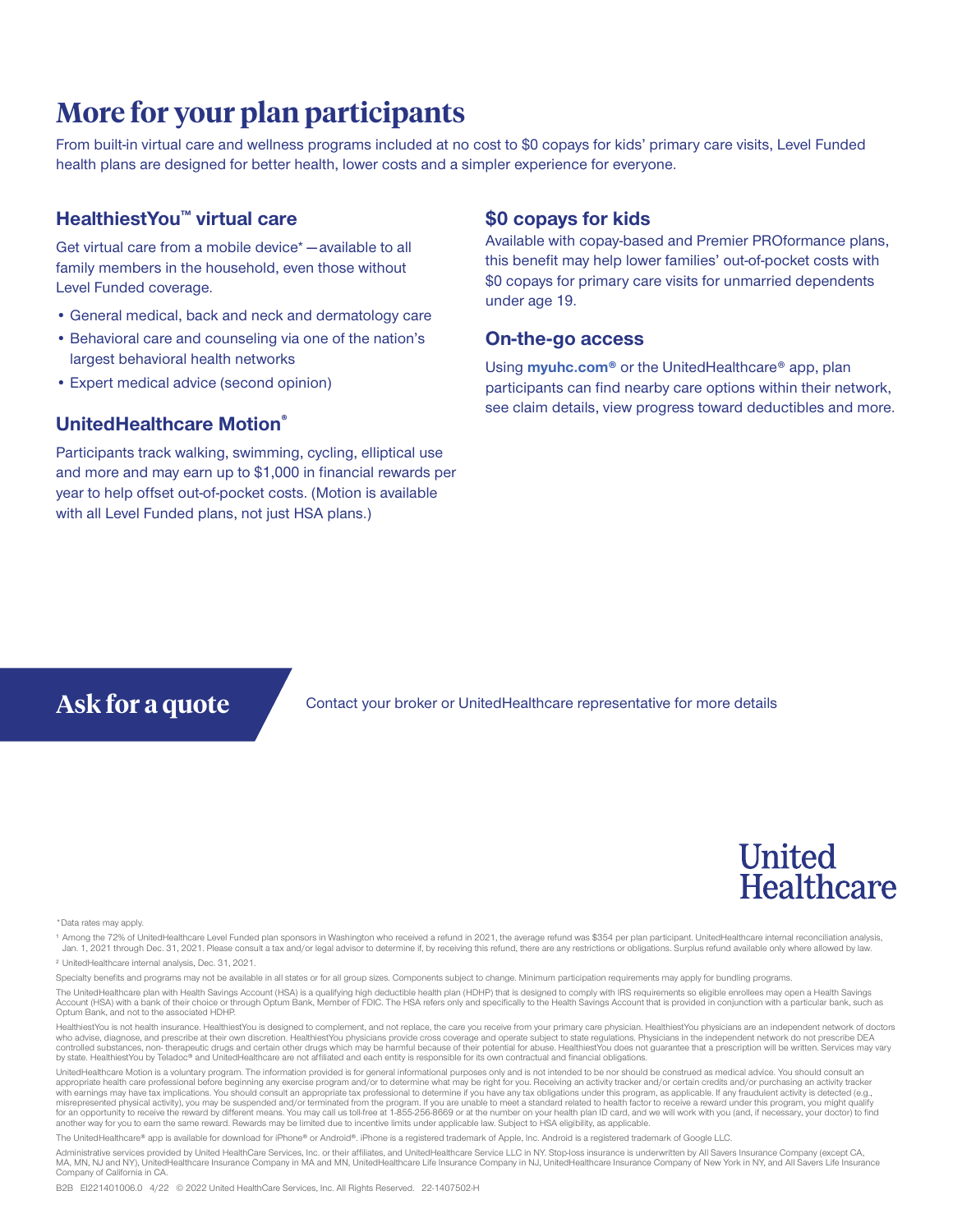# More for your plan participants

From built-in virtual care and wellness programs included at no cost to $0 copays for kids' primary care visits, Level Funded health plans are designed for better health, lower costs and a simpler experience for everyone.

## HealthiestYou™ virtual care

Get virtual care from a mobile device* — available to all family members in the household, even those without Level Funded coverage.

- General medical, back and neck and dermatology care
- Behavioral care and counseling via one of the nation's largest behavioral health networks
- Expert medical advice (second opinion)

## UnitedHealthcare Motion®

Participants track walking, swimming, cycling, elliptical use and more and may earn up to $1,000 in financial rewards per year to help offset out-of-pocket costs. (Motion is available with all Level Funded plans, not just HSA plans.)

## $0 copays for kids

Available with copay-based and Premier PROformance plans, this benefit may help lower families' out-of-pocket costs with $0 copays for primary care visits for unmarried dependents under age 19.

## On-the-go access

Using **myuhc.com®** or the UnitedHealthcare® app, plan participants can find nearby care options within their network, see claim details, view progress toward deductibles and more.

## Ask for a quote

Contact your broker or UnitedHealthcare representative for more details

United Healthcare

*Data rates may apply.

[1] Among the 72% of UnitedHealthcare Level Funded plan sponsors in Washington who received a refund in 2021, the average refund was $354 per plan participant. UnitedHealthcare internal reconciliation analysis, Jan. 1, 2021 through Dec. 31, 2021. Please consult a tax and/or legal advisor to determine if, by receiving this refund, there are any restrictions or obligations. Surplus refund available only where allowed by law.

[2] UnitedHealthcare internal analysis, Dec. 31, 2021.

Specialty benefits and programs may not be available in all states or for all group sizes. Components subject to change. Minimum participation requirements may apply for bundling programs.

The UnitedHealthcare plan with Health Savings Account (HSA) is a qualifying high deductible health plan (HDHP) that is designed to comply with IRS requirements so eligible enrollees may open a Health Savings Account (HSA) with a bank of their choice or through Optum Bank, Member of FDIC. The HSA refers only and specifically to the Health Savings Account that is provided in conjunction with a particular bank, such as Optum Bank, and not to the associated HDHP.

HealthiestYou is not health insurance. HealthiestYou is designed to complement, and not replace, the care you receive from your primary care physician. HealthiestYou physicians are an independent network of doctors who advise, diagnose, and prescribe at their own discretion. HealthiestYou physicians provide cross coverage and operate subject to state regulations. Physicians in the independent network do not prescribe DEA controlled substances, non- therapeutic drugs and certain other drugs which may be harmful because of their potential for abuse. HealthiestYou does not guarantee that a prescription will be written. Services may vary by state. HealthiestYou by Teladoc® and UnitedHealthcare are not affiliated and each entity is responsible for its own contractual and financial obligations.

UnitedHealthcare Motion is a voluntary program. The information provided is for general informational purposes only and is not intended to be nor should be construed as medical advice. You should consult an appropriate health care professional before beginning any exercise program and/or to determine what may be right for you. Receiving an activity tracker and/or certain credits and/or purchasing an activity tracker with earnings may have tax implications. You should consult an appropriate tax professional to determine if you have any tax obligations under this program, as applicable. If any fraudulent activity is detected (e.g., misrepresented physical activity), you may be suspended and/or terminated from the program. If you are unable to meet a standard related to health factor to receive a reward under this program, you might qualify for an opportunity to receive the reward by different means. You may call us toll-free at 1-855-256-8669 or at the number on your health plan ID card, and we will work with you (and, if necessary, your doctor) to find another way for you to earn the same reward. Rewards may be limited due to incentive limits under applicable law. Subject to HSA eligibility, as applicable.

The UnitedHealthcare® app is available for download for iPhone® or Android®. iPhone is a registered trademark of Apple, Inc. Android is a registered trademark of Google LLC.

Administrative services provided by United HealthCare Services, Inc. or their affiliates, and UnitedHealthcare Service LLC in NY. Stop-loss insurance is underwritten by All Savers Insurance Company (except CA, MA, MN, NJ and NY), UnitedHealthcare Insurance Company in MA and MN, UnitedHealthcare Life Insurance Company in NJ, UnitedHealthcare Insurance Company of New York in NY, and All Savers Life Insurance Company of California in CA.

B2B EI221401006.0 4/22 © 2022 United HealthCare Services, Inc. All Rights Reserved. 22-1407502-H